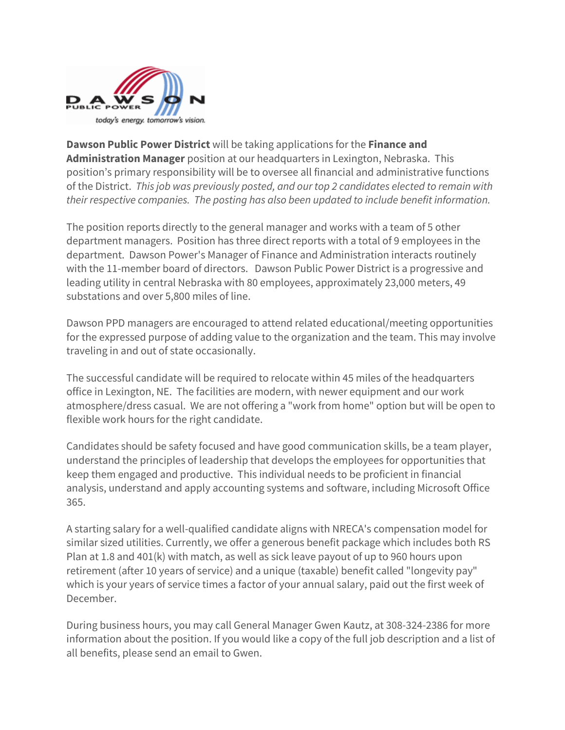**Dawson Public Power District** will be taking applications for the **Finance and Administration Manager** position at our headquarters in Lexington, Nebraska. This position's primary responsibility will be to oversee all financial and administrative functions of the District. *This job was previously posted, and our top 2 candidates elected to remain with their respective companies. The posting has also been updated to include benefit information.*

The position reports directly to the general manager and works with a team of 5 other department managers. Position has three direct reports with a total of 9 employees in the department. Dawson Power's Manager of Finance and Administration interacts routinely with the 11-member board of directors. Dawson Public Power District is a progressive and leading utility in central Nebraska with 80 employees, approximately 23,000 meters, 49 substations and over 5,800 miles of line.

Dawson PPD managers are encouraged to attend related educational/meeting opportunities for the expressed purpose of adding value to the organization and the team. This may involve traveling in and out of state occasionally.

The successful candidate will be required to relocate within 45 miles of the headquarters office in Lexington, NE. The facilities are modern, with newer equipment and our work atmosphere/dress casual. We are not offering a "work from home" option but will be open to flexible work hours for the right candidate.

Candidates should be safety focused and have good communication skills, be a team player, understand the principles of leadership that develops the employees for opportunities that keep them engaged and productive. This individual needs to be proficient in financial analysis, understand and apply accounting systems and software, including Microsoft Office 365.

A starting salary for a well-qualified candidate aligns with NRECA's compensation model for similar sized utilities. Currently, we offer a generous benefit package which includes both RS Plan at 1.8 and 401(k) with match, as well as sick leave payout of up to 960 hours upon retirement (after 10 years of service) and a unique (taxable) benefit called "longevity pay" which is your years of service times a factor of your annual salary, paid out the first week of December.

During business hours, you may call General Manager Gwen Kautz, at 308-324-2386 for more information about the position. If you would like a copy of the full job description and a list of all benefits, please send an email to Gwen.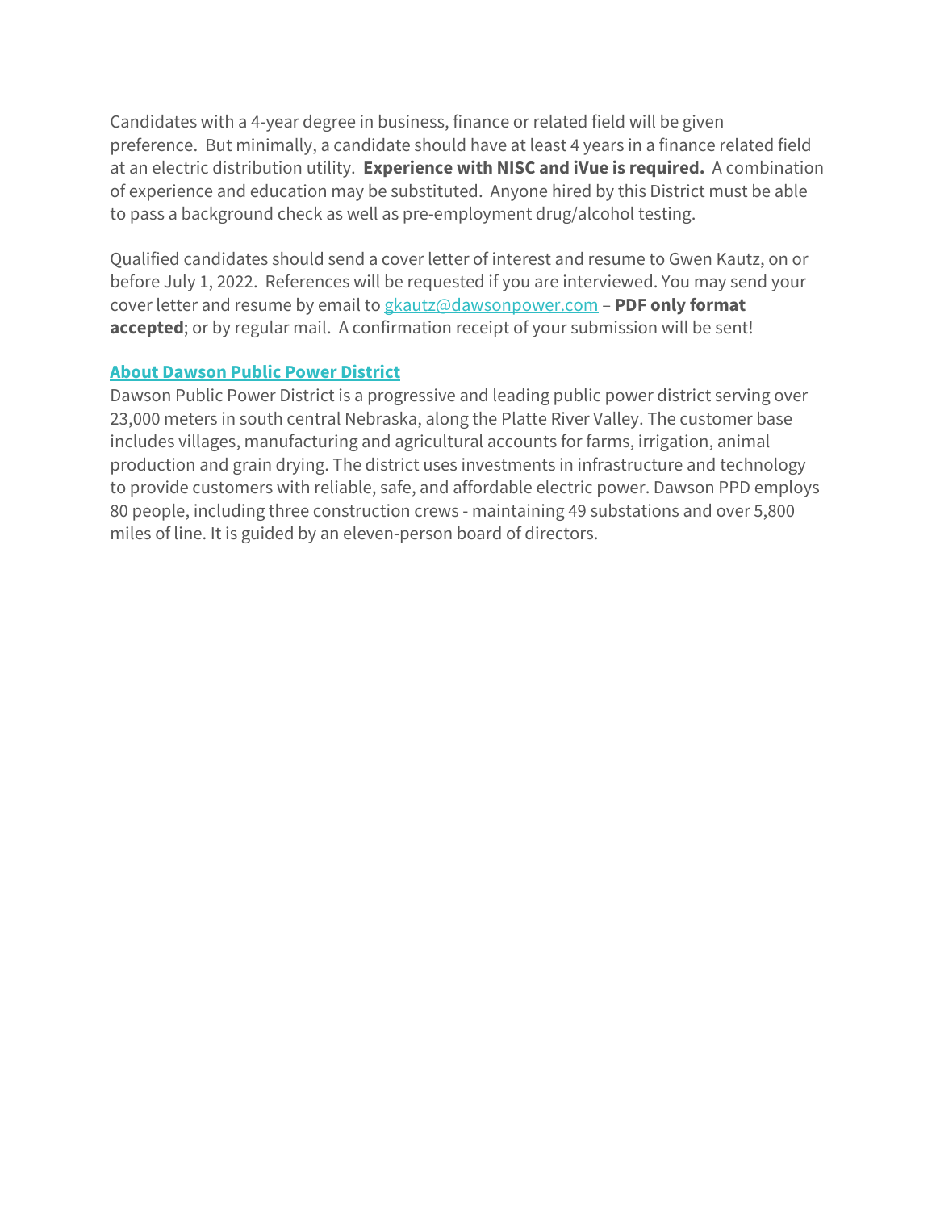Candidates with a 4-year degree in business, finance or related field will be given preference. But minimally, a candidate should have at least 4 years in a finance related field at an electric distribution utility. **Experience with NISC and iVue is required.** A combination of experience and education may be substituted. Anyone hired by this District must be able to pass a background check as well as pre-employment drug/alcohol testing.

Qualified candidates should send a cover letter of interest and resume to Gwen Kautz, on or before July 1, 2022. References will be requested if you are interviewed. You may send your cover letter and resume by email to gkautz@dawsonpower.com – **PDF only format accepted**; or by regular mail. A confirmation receipt of your submission will be sent!

**About Dawson Public Power District**

Dawson Public Power District is a progressive and leading public power district serving over 23,000 meters in south central Nebraska, along the Platte River Valley. The customer base includes villages, manufacturing and agricultural accounts for farms, irrigation, animal production and grain drying. The district uses investments in infrastructure and technology to provide customers with reliable, safe, and affordable electric power. Dawson PPD employs 80 people, including three construction crews - maintaining 49 substations and over 5,800 miles of line. It is guided by an eleven-person board of directors.